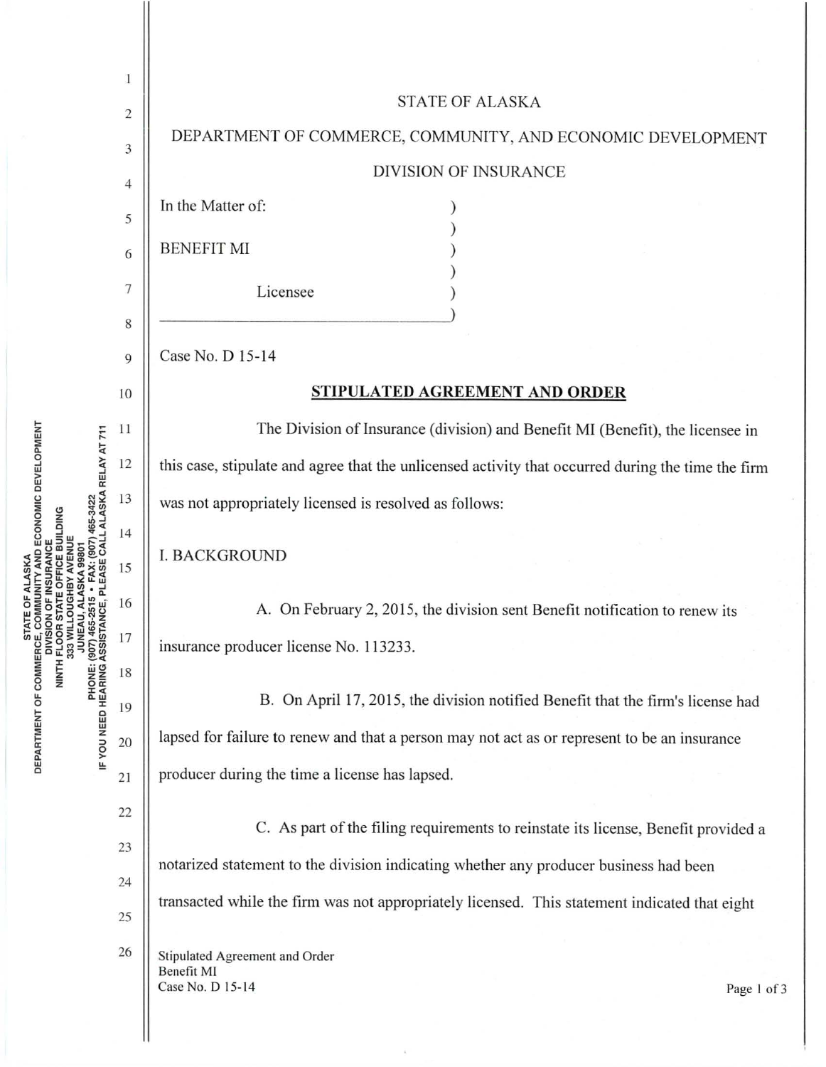STATE OF ALASKA

DEPARTMENT OF COMMERCE, COMMUNITY, AND ECONOMIC DEVELOPMENT

DIVISION OF INSURANCE

In the Matter of:

BENEFIT MI

Licensee

Case No. D 15-14

## STIPULATED AGREEMENT AND ORDER

The Division of Insurance (division) and Benefit MI (Benefit), the licensee in this case, stipulate and agree that the unlicensed activity that occurred during the time the firm was not appropriately licensed is resolved as follows:

I. BACKGROUND

A. On February 2, 2015, the division sent Benefit notification to renew its insurance producer license No. 113233.

B. On April 17, 2015, the division notified Benefit that the firm's license had lapsed for failure to renew and that a person may not act as or represent to be an insurance producer during the time a license has lapsed.

C. As part of the filing requirements to reinstate its license, Benefit provided a notarized statement to the division indicating whether any producer business had been transacted while the firm was not appropriately licensed. This statement indicated that eight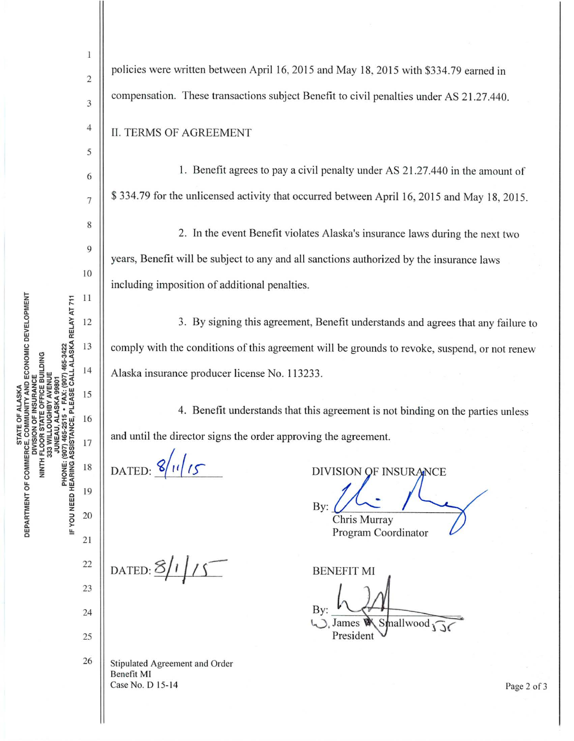policies were written between April 16, 2015 and May 18, 2015 with $334.79 earned in compensation. These transactions subject Benefit to civil penalties under AS 21.27.440.

## II. TERMS OF AGREEMENT

1. Benefit agrees to pay a civil penalty under AS 21.27.440 in the amount of $ 334.79 for the unlicensed activity that occurred between April 16, 2015 and May 18, 2015.

2. In the event Benefit violates Alaska's insurance laws during the next two years, Benefit will be subject to any and all sanctions authorized by the insurance laws including imposition of additional penalties.

3. By signing this agreement, Benefit understands and agrees that any failure to comply with the conditions of this agreement will be grounds to revoke, suspend, or not renew Alaska insurance producer license No. 113233.

4. Benefit understands that this agreement is not binding on the parties unless and until the director signs the order approving the agreement.

DATED: 8/11/15

DIVISION OF INSURANCE

By: ______________________
Chris Murray
Program Coordinator

DATED: 8/1/15

BENEFIT MI

By: ______________________
W. James W. Smallwood
President

Stipulated Agreement and Order
Benefit MI
Case No. D 15-14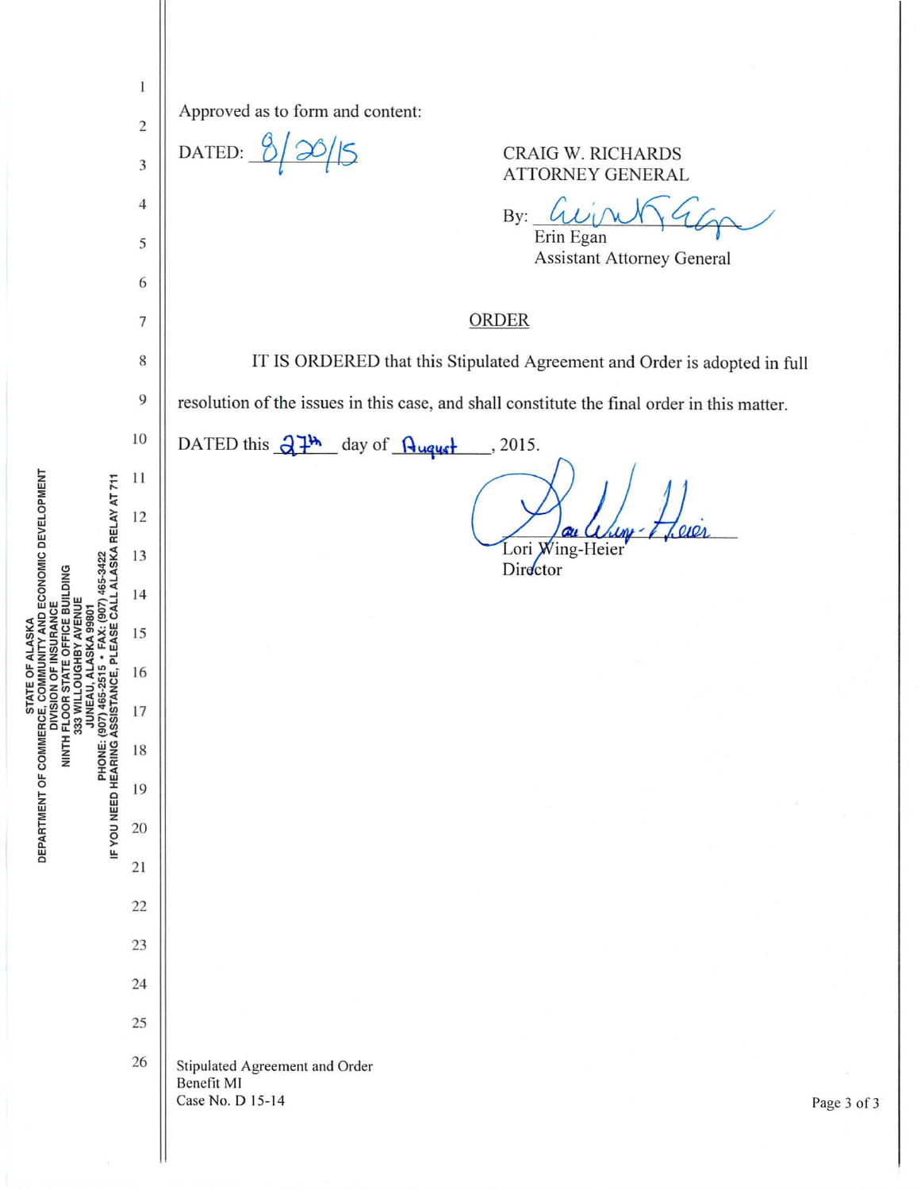Approved as to form and content:

DATED: 8/20/15

CRAIG W. RICHARDS
ATTORNEY GENERAL

By: _______________
Erin Egan
Assistant Attorney General

## ORDER

IT IS ORDERED that this Stipulated Agreement and Order is adopted in full resolution of the issues in this case, and shall constitute the final order in this matter.

DATED this 27th day of August, 2015.

_______________
Lori Wing-Heier
Director

Stipulated Agreement and Order
Benefit MI
Case No. D 15-14